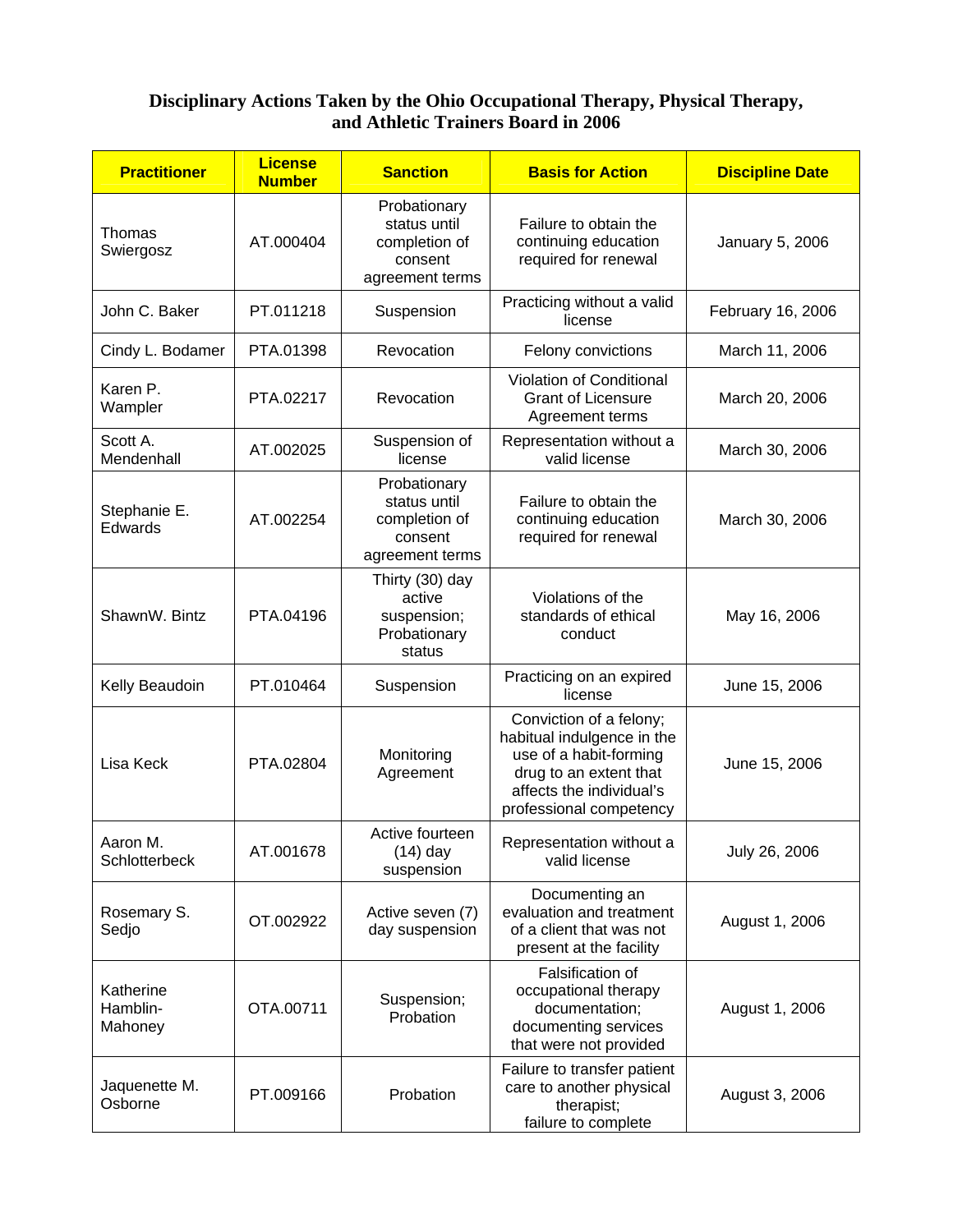# Disciplinary Actions Taken by the Ohio Occupational Therapy, Physical Therapy, and Athletic Trainers Board in 2006

| Practitioner | License Number | Sanction | Basis for Action | Discipline Date |
|---|---|---|---|---|
| Thomas Swiergosz | AT.000404 | Probationary status until completion of consent agreement terms | Failure to obtain the continuing education required for renewal | January 5, 2006 |
| John C. Baker | PT.011218 | Suspension | Practicing without a valid license | February 16, 2006 |
| Cindy L. Bodamer | PTA.01398 | Revocation | Felony convictions | March 11, 2006 |
| Karen P. Wampler | PTA.02217 | Revocation | Violation of Conditional Grant of Licensure Agreement terms | March 20, 2006 |
| Scott A. Mendenhall | AT.002025 | Suspension of license | Representation without a valid license | March 30, 2006 |
| Stephanie E. Edwards | AT.002254 | Probationary status until completion of consent agreement terms | Failure to obtain the continuing education required for renewal | March 30, 2006 |
| ShawnW. Bintz | PTA.04196 | Thirty (30) day active suspension; Probationary status | Violations of the standards of ethical conduct | May 16, 2006 |
| Kelly Beaudoin | PT.010464 | Suspension | Practicing on an expired license | June 15, 2006 |
| Lisa Keck | PTA.02804 | Monitoring Agreement | Conviction of a felony; habitual indulgence in the use of a habit-forming drug to an extent that affects the individual's professional competency | June 15, 2006 |
| Aaron M. Schlotterbeck | AT.001678 | Active fourteen (14) day suspension | Representation without a valid license | July 26, 2006 |
| Rosemary S. Sedjo | OT.002922 | Active seven (7) day suspension | Documenting an evaluation and treatment of a client that was not present at the facility | August 1, 2006 |
| Katherine Hamblin-Mahoney | OTA.00711 | Suspension; Probation | Falsification of occupational therapy documentation; documenting services that were not provided | August 1, 2006 |
| Jaquenette M. Osborne | PT.009166 | Probation | Failure to transfer patient care to another physical therapist; failure to complete | August 3, 2006 |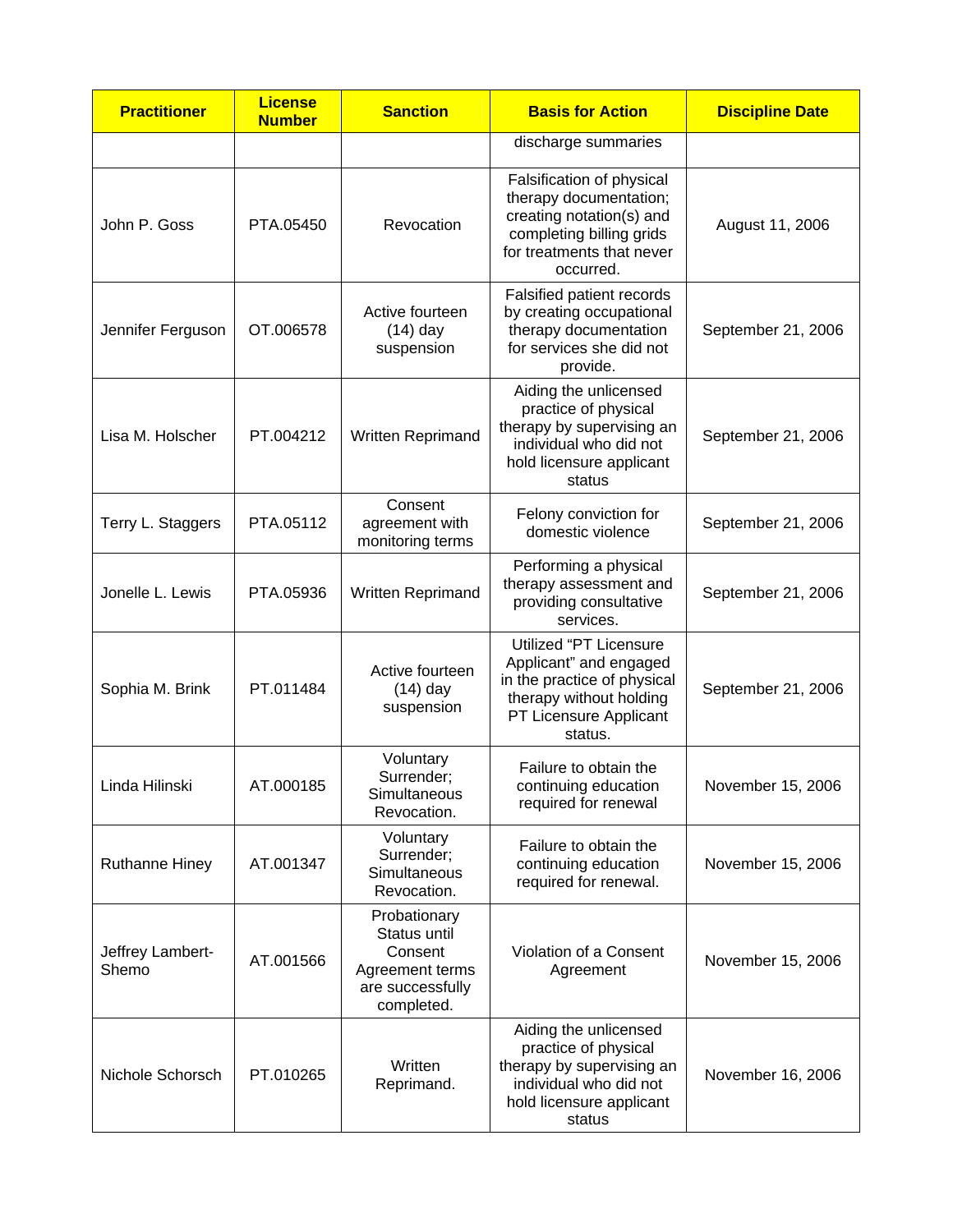| Practitioner | License Number | Sanction | Basis for Action | Discipline Date |
| --- | --- | --- | --- | --- |
| | | | discharge summaries | |
| John P. Goss | PTA.05450 | Revocation | Falsification of physical therapy documentation; creating notation(s) and completing billing grids for treatments that never occurred. | August 11, 2006 |
| Jennifer Ferguson | OT.006578 | Active fourteen (14) day suspension | Falsified patient records by creating occupational therapy documentation for services she did not provide. | September 21, 2006 |
| Lisa M. Holscher | PT.004212 | Written Reprimand | Aiding the unlicensed practice of physical therapy by supervising an individual who did not hold licensure applicant status | September 21, 2006 |
| Terry L. Staggers | PTA.05112 | Consent agreement with monitoring terms | Felony conviction for domestic violence | September 21, 2006 |
| Jonelle L. Lewis | PTA.05936 | Written Reprimand | Performing a physical therapy assessment and providing consultative services. | September 21, 2006 |
| Sophia M. Brink | PT.011484 | Active fourteen (14) day suspension | Utilized "PT Licensure Applicant" and engaged in the practice of physical therapy without holding PT Licensure Applicant status. | September 21, 2006 |
| Linda Hilinski | AT.000185 | Voluntary Surrender; Simultaneous Revocation. | Failure to obtain the continuing education required for renewal | November 15, 2006 |
| Ruthanne Hiney | AT.001347 | Voluntary Surrender; Simultaneous Revocation. | Failure to obtain the continuing education required for renewal. | November 15, 2006 |
| Jeffrey Lambert-Shemo | AT.001566 | Probationary Status until Consent Agreement terms are successfully completed. | Violation of a Consent Agreement | November 15, 2006 |
| Nichole Schorsch | PT.010265 | Written Reprimand. | Aiding the unlicensed practice of physical therapy by supervising an individual who did not hold licensure applicant status | November 16, 2006 |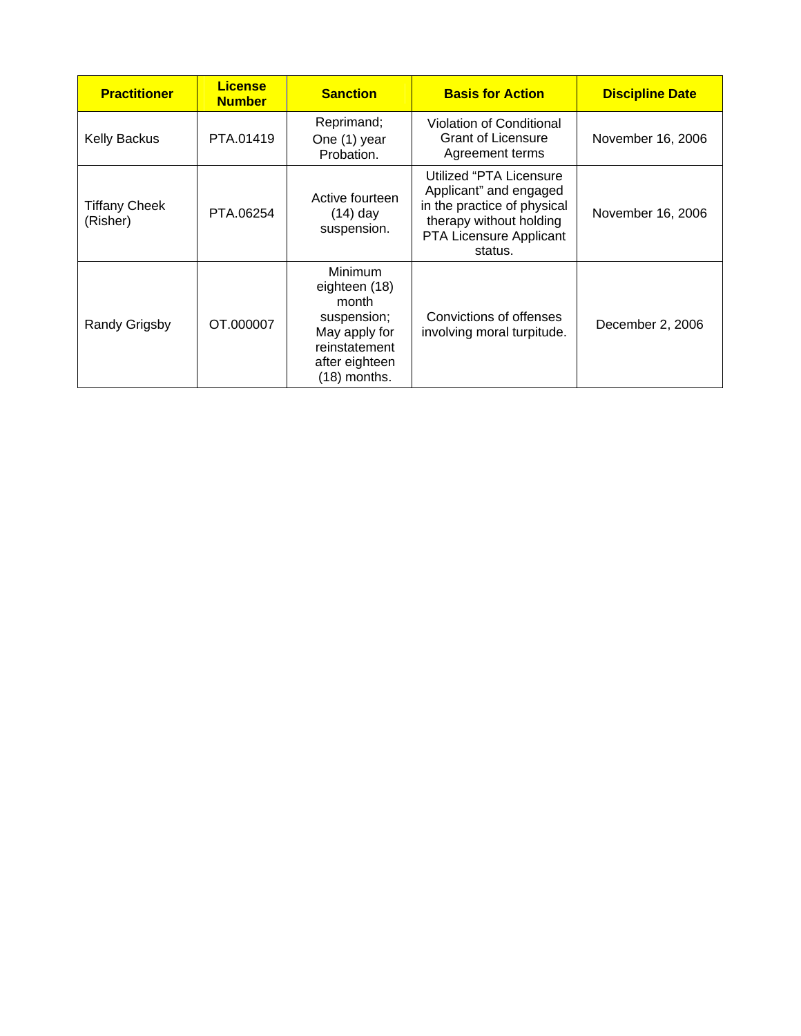| Practitioner | License Number | Sanction | Basis for Action | Discipline Date |
|---|---|---|---|---|
| Kelly Backus | PTA.01419 | Reprimand; One (1) year Probation. | Violation of Conditional Grant of Licensure Agreement terms | November 16, 2006 |
| Tiffany Cheek (Risher) | PTA.06254 | Active fourteen (14) day suspension. | Utilized "PTA Licensure Applicant" and engaged in the practice of physical therapy without holding PTA Licensure Applicant status. | November 16, 2006 |
| Randy Grigsby | OT.000007 | Minimum eighteen (18) month suspension; May apply for reinstatement after eighteen (18) months. | Convictions of offenses involving moral turpitude. | December 2, 2006 |